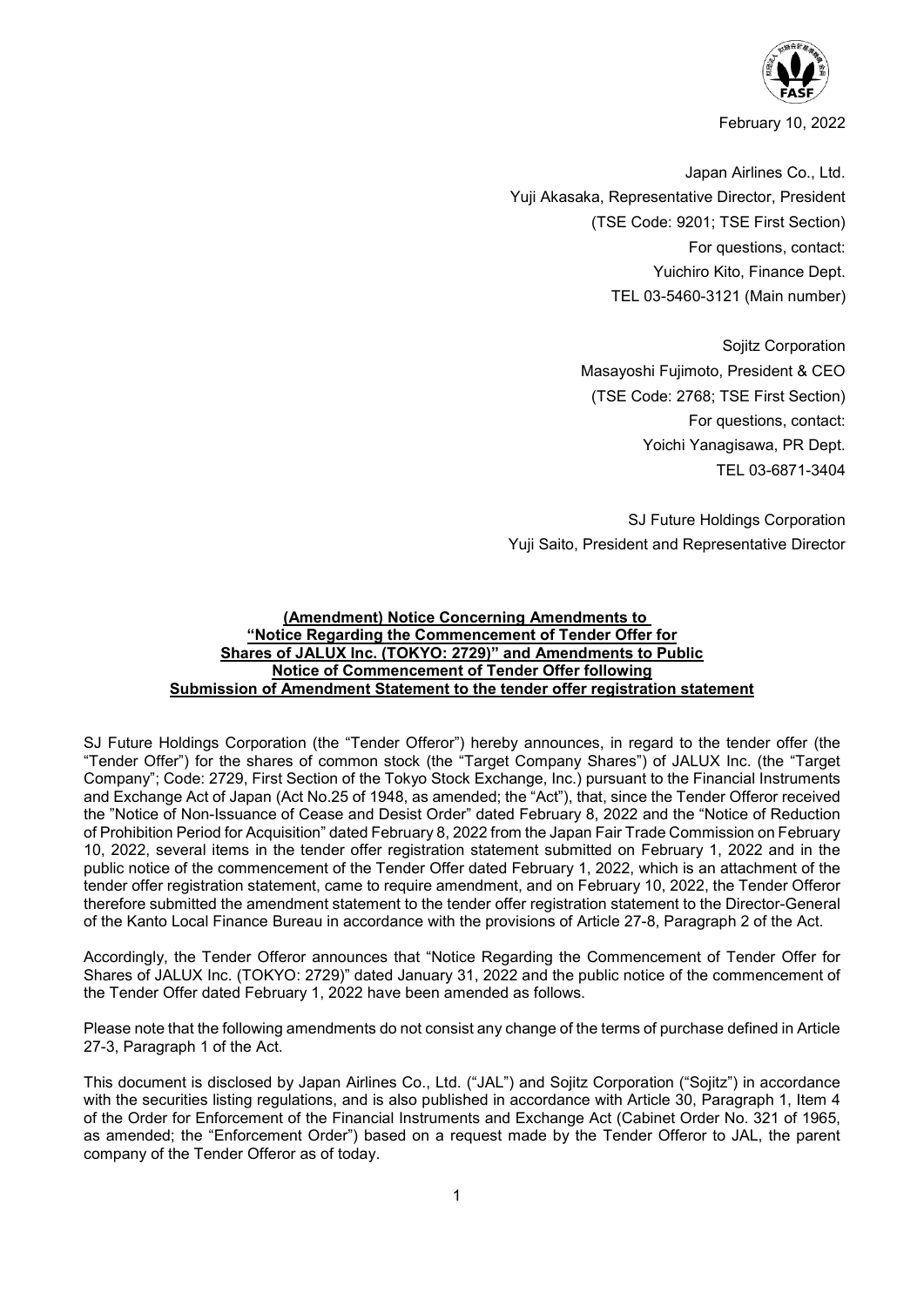February 10, 2022

Japan Airlines Co., Ltd.
Yuji Akasaka, Representative Director, President
(TSE Code: 9201; TSE First Section)
For questions, contact:
Yuichiro Kito, Finance Dept.
TEL 03-5460-3121 (Main number)

Sojitz Corporation
Masayoshi Fujimoto, President & CEO
(TSE Code: 2768; TSE First Section)
For questions, contact:
Yoichi Yanagisawa, PR Dept.
TEL 03-6871-3404

SJ Future Holdings Corporation
Yuji Saito, President and Representative Director

**(Amendment) Notice Concerning Amendments to "Notice Regarding the Commencement of Tender Offer for Shares of JALUX Inc. (TOKYO: 2729)" and Amendments to Public Notice of Commencement of Tender Offer following Submission of Amendment Statement to the tender offer registration statement**

SJ Future Holdings Corporation (the "Tender Offeror") hereby announces, in regard to the tender offer (the "Tender Offer") for the shares of common stock (the "Target Company Shares") of JALUX Inc. (the "Target Company"; Code: 2729, First Section of the Tokyo Stock Exchange, Inc.) pursuant to the Financial Instruments and Exchange Act of Japan (Act No.25 of 1948, as amended; the "Act"), that, since the Tender Offeror received the "Notice of Non-Issuance of Cease and Desist Order" dated February 8, 2022 and the "Notice of Reduction of Prohibition Period for Acquisition" dated February 8, 2022 from the Japan Fair Trade Commission on February 10, 2022, several items in the tender offer registration statement submitted on February 1, 2022 and in the public notice of the commencement of the Tender Offer dated February 1, 2022, which is an attachment of the tender offer registration statement, came to require amendment, and on February 10, 2022, the Tender Offeror therefore submitted the amendment statement to the tender offer registration statement to the Director-General of the Kanto Local Finance Bureau in accordance with the provisions of Article 27-8, Paragraph 2 of the Act.

Accordingly, the Tender Offeror announces that "Notice Regarding the Commencement of Tender Offer for Shares of JALUX Inc. (TOKYO: 2729)" dated January 31, 2022 and the public notice of the commencement of the Tender Offer dated February 1, 2022 have been amended as follows.

Please note that the following amendments do not consist any change of the terms of purchase defined in Article 27-3, Paragraph 1 of the Act.

This document is disclosed by Japan Airlines Co., Ltd. ("JAL") and Sojitz Corporation ("Sojitz") in accordance with the securities listing regulations, and is also published in accordance with Article 30, Paragraph 1, Item 4 of the Order for Enforcement of the Financial Instruments and Exchange Act (Cabinet Order No. 321 of 1965, as amended; the "Enforcement Order") based on a request made by the Tender Offeror to JAL, the parent company of the Tender Offeror as of today.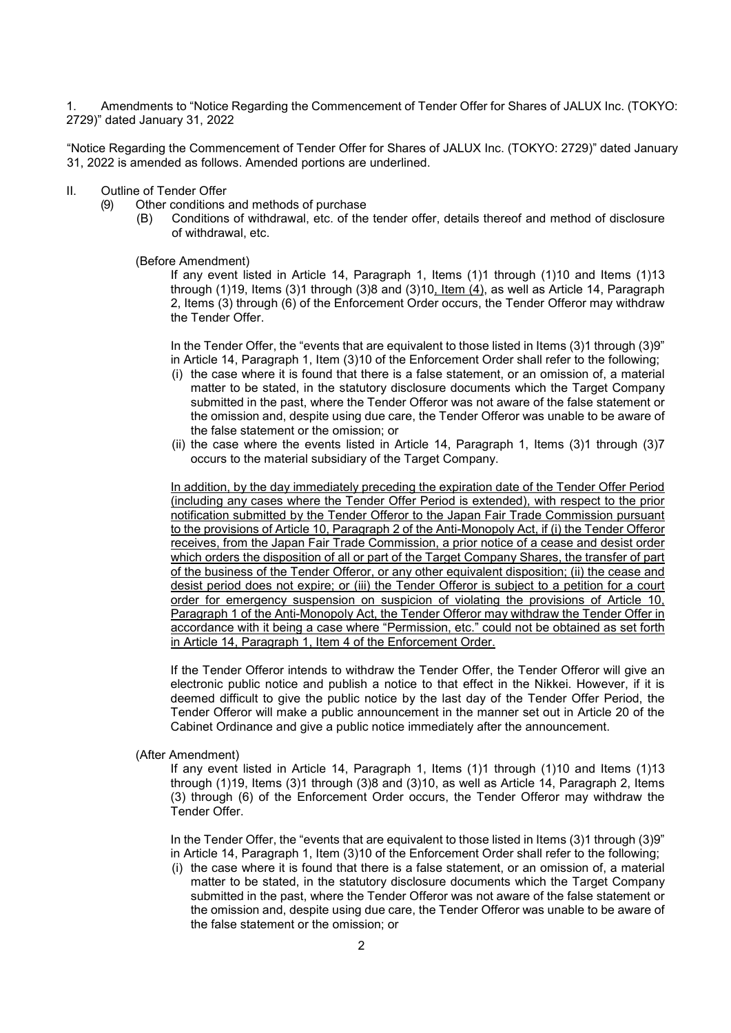1. Amendments to "Notice Regarding the Commencement of Tender Offer for Shares of JALUX Inc. (TOKYO: 2729)" dated January 31, 2022

"Notice Regarding the Commencement of Tender Offer for Shares of JALUX Inc. (TOKYO: 2729)" dated January 31, 2022 is amended as follows. Amended portions are underlined.

II. Outline of Tender Offer

(9) Other conditions and methods of purchase

(B) Conditions of withdrawal, etc. of the tender offer, details thereof and method of disclosure of withdrawal, etc.

(Before Amendment)

If any event listed in Article 14, Paragraph 1, Items (1)1 through (1)10 and Items (1)13 through (1)19, Items (3)1 through (3)8 and (3)10<u>, Item (4)</u>, as well as Article 14, Paragraph 2, Items (3) through (6) of the Enforcement Order occurs, the Tender Offeror may withdraw the Tender Offer.

In the Tender Offer, the "events that are equivalent to those listed in Items (3)1 through (3)9" in Article 14, Paragraph 1, Item (3)10 of the Enforcement Order shall refer to the following;

(i) the case where it is found that there is a false statement, or an omission of, a material matter to be stated, in the statutory disclosure documents which the Target Company submitted in the past, where the Tender Offeror was not aware of the false statement or the omission and, despite using due care, the Tender Offeror was unable to be aware of the false statement or the omission; or

(ii) the case where the events listed in Article 14, Paragraph 1, Items (3)1 through (3)7 occurs to the material subsidiary of the Target Company.

<u>In addition, by the day immediately preceding the expiration date of the Tender Offer Period (including any cases where the Tender Offer Period is extended), with respect to the prior notification submitted by the Tender Offeror to the Japan Fair Trade Commission pursuant to the provisions of Article 10, Paragraph 2 of the Anti-Monopoly Act, if (i) the Tender Offeror receives, from the Japan Fair Trade Commission, a prior notice of a cease and desist order which orders the disposition of all or part of the Target Company Shares, the transfer of part of the business of the Tender Offeror, or any other equivalent disposition; (ii) the cease and desist period does not expire; or (iii) the Tender Offeror is subject to a petition for a court order for emergency suspension on suspicion of violating the provisions of Article 10, Paragraph 1 of the Anti-Monopoly Act, the Tender Offeror may withdraw the Tender Offer in accordance with it being a case where "Permission, etc." could not be obtained as set forth in Article 14, Paragraph 1, Item 4 of the Enforcement Order.</u>

If the Tender Offeror intends to withdraw the Tender Offer, the Tender Offeror will give an electronic public notice and publish a notice to that effect in the Nikkei. However, if it is deemed difficult to give the public notice by the last day of the Tender Offer Period, the Tender Offeror will make a public announcement in the manner set out in Article 20 of the Cabinet Ordinance and give a public notice immediately after the announcement.

(After Amendment)

If any event listed in Article 14, Paragraph 1, Items (1)1 through (1)10 and Items (1)13 through (1)19, Items (3)1 through (3)8 and (3)10, as well as Article 14, Paragraph 2, Items (3) through (6) of the Enforcement Order occurs, the Tender Offeror may withdraw the Tender Offer.

In the Tender Offer, the "events that are equivalent to those listed in Items (3)1 through (3)9" in Article 14, Paragraph 1, Item (3)10 of the Enforcement Order shall refer to the following;

(i) the case where it is found that there is a false statement, or an omission of, a material matter to be stated, in the statutory disclosure documents which the Target Company submitted in the past, where the Tender Offeror was not aware of the false statement or the omission and, despite using due care, the Tender Offeror was unable to be aware of the false statement or the omission; or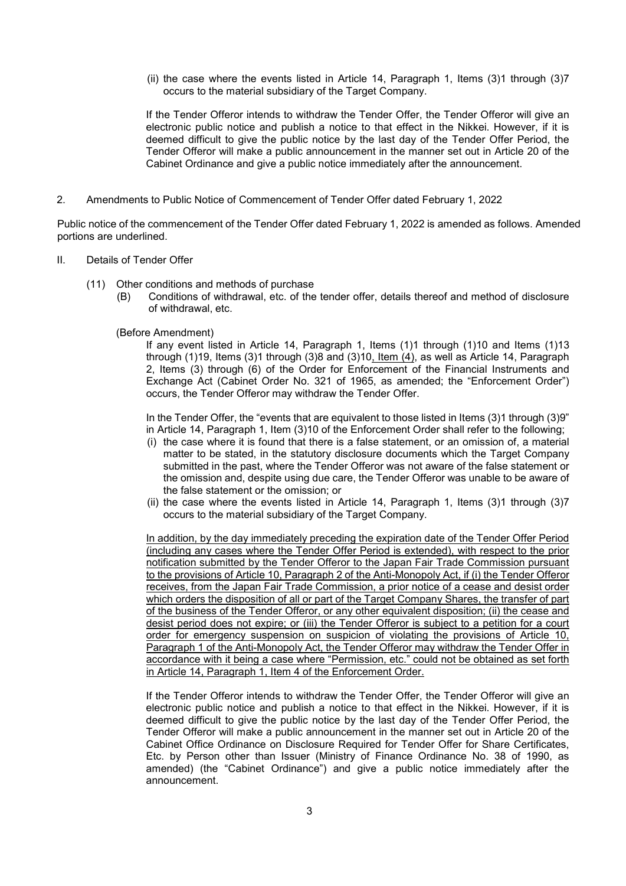(ii) the case where the events listed in Article 14, Paragraph 1, Items (3)1 through (3)7 occurs to the material subsidiary of the Target Company.

If the Tender Offeror intends to withdraw the Tender Offer, the Tender Offeror will give an electronic public notice and publish a notice to that effect in the Nikkei. However, if it is deemed difficult to give the public notice by the last day of the Tender Offer Period, the Tender Offeror will make a public announcement in the manner set out in Article 20 of the Cabinet Ordinance and give a public notice immediately after the announcement.

2. Amendments to Public Notice of Commencement of Tender Offer dated February 1, 2022

Public notice of the commencement of the Tender Offer dated February 1, 2022 is amended as follows. Amended portions are underlined.

II. Details of Tender Offer

(11) Other conditions and methods of purchase

(B) Conditions of withdrawal, etc. of the tender offer, details thereof and method of disclosure of withdrawal, etc.

(Before Amendment)

If any event listed in Article 14, Paragraph 1, Items (1)1 through (1)10 and Items (1)13 through (1)19, Items (3)1 through (3)8 and (3)10, Item (4), as well as Article 14, Paragraph 2, Items (3) through (6) of the Order for Enforcement of the Financial Instruments and Exchange Act (Cabinet Order No. 321 of 1965, as amended; the "Enforcement Order") occurs, the Tender Offeror may withdraw the Tender Offer.

In the Tender Offer, the "events that are equivalent to those listed in Items (3)1 through (3)9" in Article 14, Paragraph 1, Item (3)10 of the Enforcement Order shall refer to the following;

(i) the case where it is found that there is a false statement, or an omission of, a material matter to be stated, in the statutory disclosure documents which the Target Company submitted in the past, where the Tender Offeror was not aware of the false statement or the omission and, despite using due care, the Tender Offeror was unable to be aware of the false statement or the omission; or

(ii) the case where the events listed in Article 14, Paragraph 1, Items (3)1 through (3)7 occurs to the material subsidiary of the Target Company.

In addition, by the day immediately preceding the expiration date of the Tender Offer Period (including any cases where the Tender Offer Period is extended), with respect to the prior notification submitted by the Tender Offeror to the Japan Fair Trade Commission pursuant to the provisions of Article 10, Paragraph 2 of the Anti-Monopoly Act, if (i) the Tender Offeror receives, from the Japan Fair Trade Commission, a prior notice of a cease and desist order which orders the disposition of all or part of the Target Company Shares, the transfer of part of the business of the Tender Offeror, or any other equivalent disposition; (ii) the cease and desist period does not expire; or (iii) the Tender Offeror is subject to a petition for a court order for emergency suspension on suspicion of violating the provisions of Article 10, Paragraph 1 of the Anti-Monopoly Act, the Tender Offeror may withdraw the Tender Offer in accordance with it being a case where "Permission, etc." could not be obtained as set forth in Article 14, Paragraph 1, Item 4 of the Enforcement Order.

If the Tender Offeror intends to withdraw the Tender Offer, the Tender Offeror will give an electronic public notice and publish a notice to that effect in the Nikkei. However, if it is deemed difficult to give the public notice by the last day of the Tender Offer Period, the Tender Offeror will make a public announcement in the manner set out in Article 20 of the Cabinet Office Ordinance on Disclosure Required for Tender Offer for Share Certificates, Etc. by Person other than Issuer (Ministry of Finance Ordinance No. 38 of 1990, as amended) (the "Cabinet Ordinance") and give a public notice immediately after the announcement.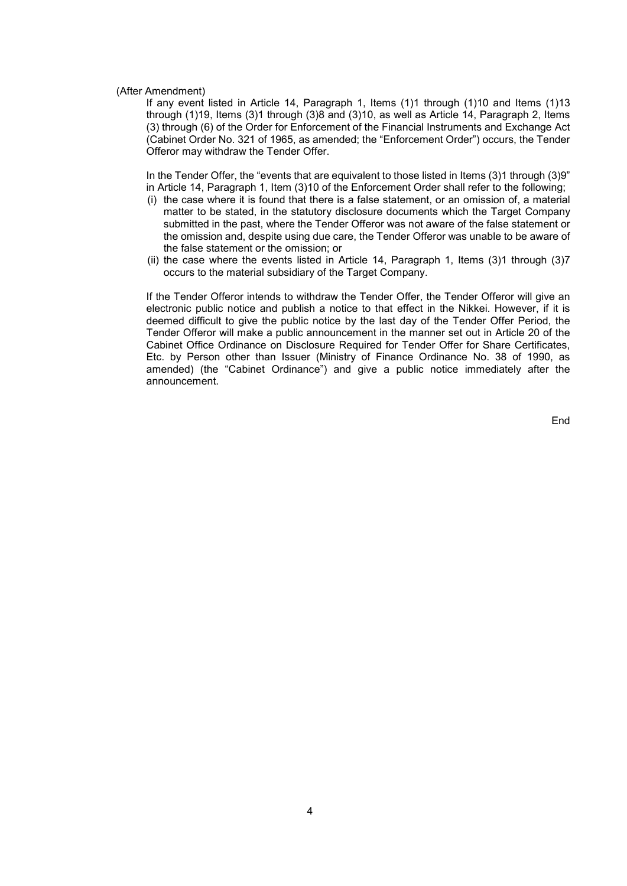(After Amendment)

If any event listed in Article 14, Paragraph 1, Items (1)1 through (1)10 and Items (1)13 through (1)19, Items (3)1 through (3)8 and (3)10, as well as Article 14, Paragraph 2, Items (3) through (6) of the Order for Enforcement of the Financial Instruments and Exchange Act (Cabinet Order No. 321 of 1965, as amended; the "Enforcement Order") occurs, the Tender Offeror may withdraw the Tender Offer.

In the Tender Offer, the "events that are equivalent to those listed in Items (3)1 through (3)9" in Article 14, Paragraph 1, Item (3)10 of the Enforcement Order shall refer to the following;

(i) the case where it is found that there is a false statement, or an omission of, a material matter to be stated, in the statutory disclosure documents which the Target Company submitted in the past, where the Tender Offeror was not aware of the false statement or the omission and, despite using due care, the Tender Offeror was unable to be aware of the false statement or the omission; or

(ii) the case where the events listed in Article 14, Paragraph 1, Items (3)1 through (3)7 occurs to the material subsidiary of the Target Company.

If the Tender Offeror intends to withdraw the Tender Offer, the Tender Offeror will give an electronic public notice and publish a notice to that effect in the Nikkei. However, if it is deemed difficult to give the public notice by the last day of the Tender Offer Period, the Tender Offeror will make a public announcement in the manner set out in Article 20 of the Cabinet Office Ordinance on Disclosure Required for Tender Offer for Share Certificates, Etc. by Person other than Issuer (Ministry of Finance Ordinance No. 38 of 1990, as amended) (the "Cabinet Ordinance") and give a public notice immediately after the announcement.

End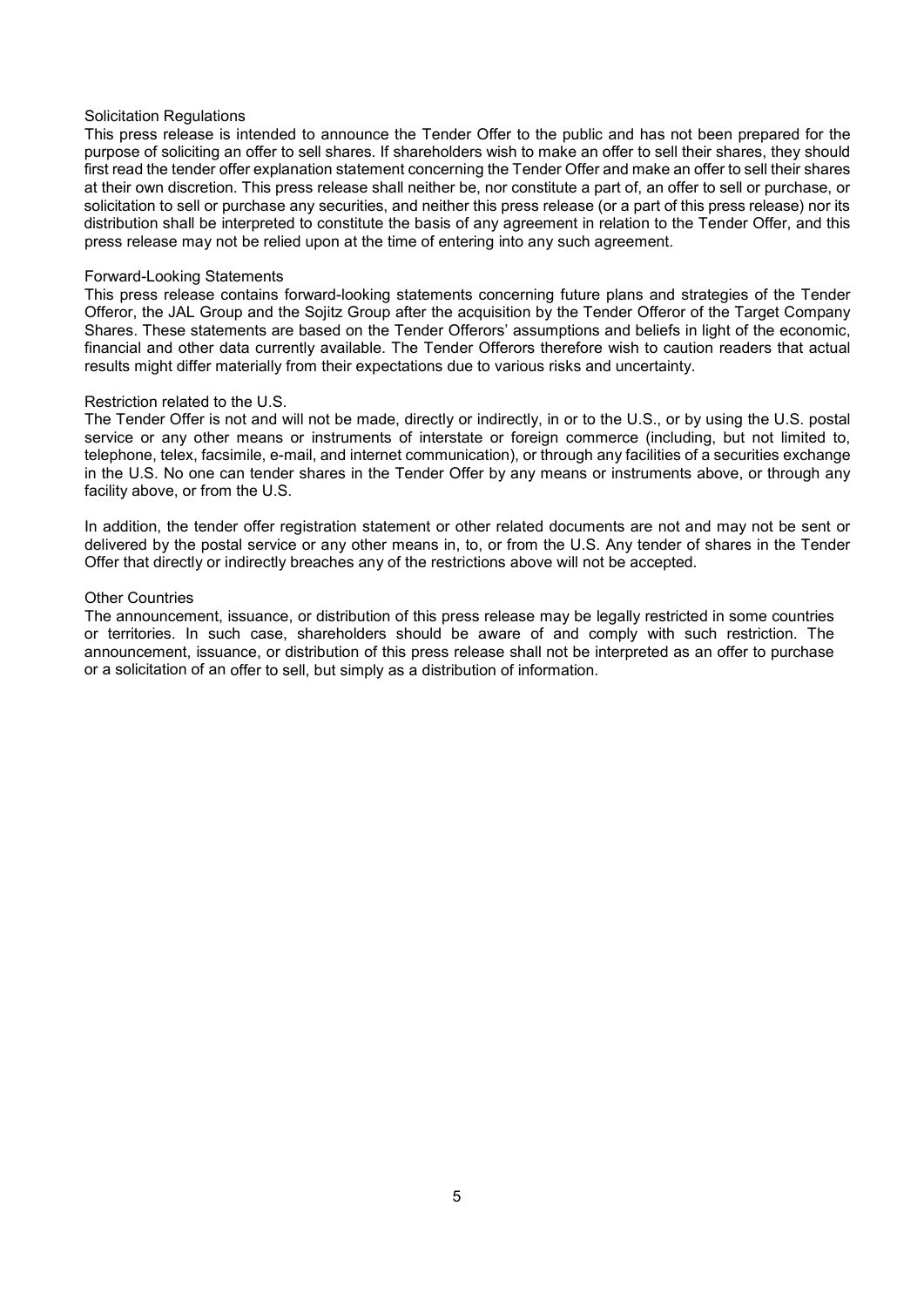### Solicitation Regulations

This press release is intended to announce the Tender Offer to the public and has not been prepared for the purpose of soliciting an offer to sell shares. If shareholders wish to make an offer to sell their shares, they should first read the tender offer explanation statement concerning the Tender Offer and make an offer to sell their shares at their own discretion. This press release shall neither be, nor constitute a part of, an offer to sell or purchase, or solicitation to sell or purchase any securities, and neither this press release (or a part of this press release) nor its distribution shall be interpreted to constitute the basis of any agreement in relation to the Tender Offer, and this press release may not be relied upon at the time of entering into any such agreement.

### Forward-Looking Statements

This press release contains forward-looking statements concerning future plans and strategies of the Tender Offeror, the JAL Group and the Sojitz Group after the acquisition by the Tender Offeror of the Target Company Shares. These statements are based on the Tender Offerors' assumptions and beliefs in light of the economic, financial and other data currently available. The Tender Offerors therefore wish to caution readers that actual results might differ materially from their expectations due to various risks and uncertainty.

### Restriction related to the U.S.

The Tender Offer is not and will not be made, directly or indirectly, in or to the U.S., or by using the U.S. postal service or any other means or instruments of interstate or foreign commerce (including, but not limited to, telephone, telex, facsimile, e-mail, and internet communication), or through any facilities of a securities exchange in the U.S. No one can tender shares in the Tender Offer by any means or instruments above, or through any facility above, or from the U.S.

In addition, the tender offer registration statement or other related documents are not and may not be sent or delivered by the postal service or any other means in, to, or from the U.S. Any tender of shares in the Tender Offer that directly or indirectly breaches any of the restrictions above will not be accepted.

### Other Countries

The announcement, issuance, or distribution of this press release may be legally restricted in some countries or territories. In such case, shareholders should be aware of and comply with such restriction. The announcement, issuance, or distribution of this press release shall not be interpreted as an offer to purchase or a solicitation of an offer to sell, but simply as a distribution of information.